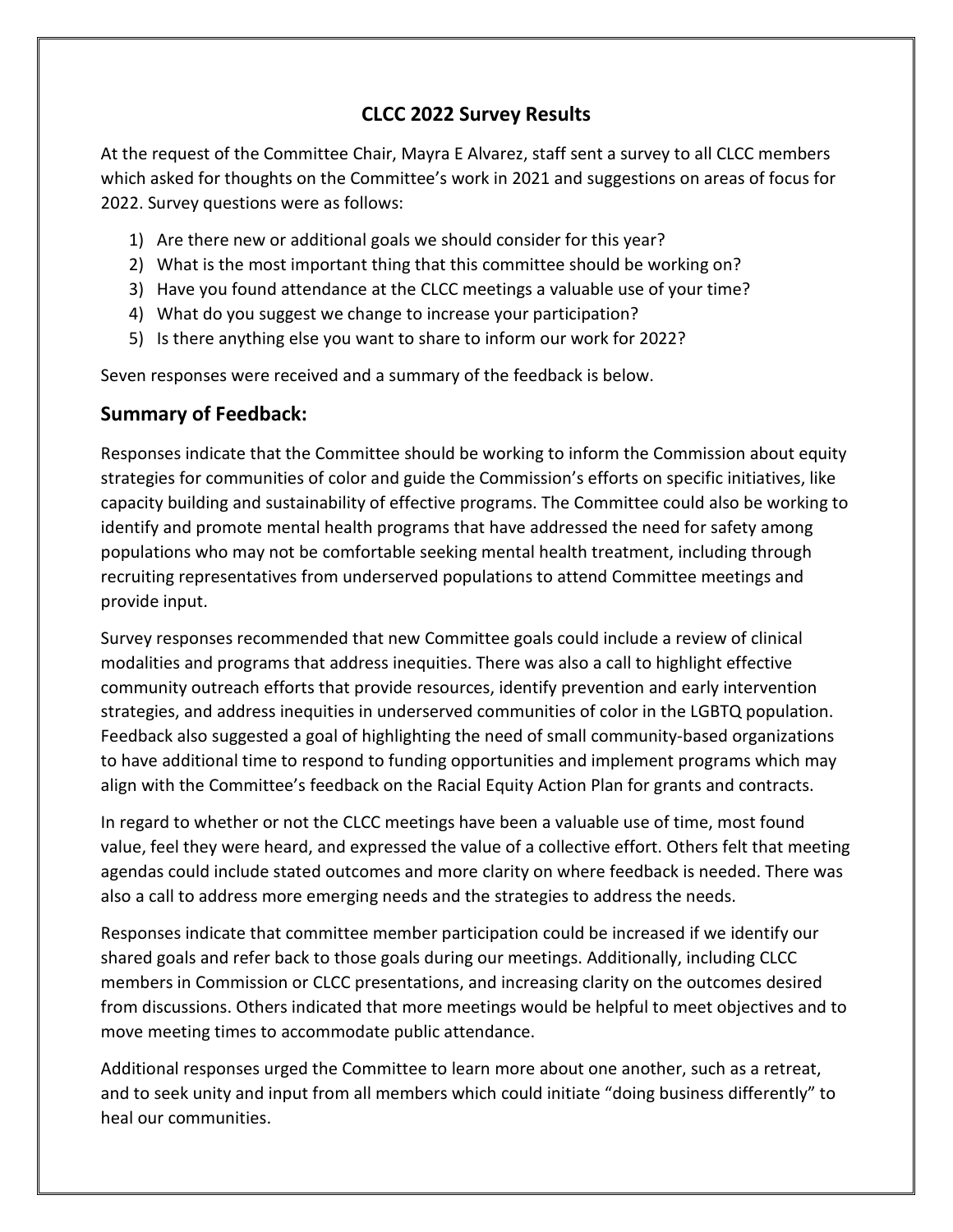# CLCC 2022 Survey Results

At the request of the Committee Chair, Mayra E Alvarez, staff sent a survey to all CLCC members which asked for thoughts on the Committee's work in 2021 and suggestions on areas of focus for 2022. Survey questions were as follows:

1) Are there new or additional goals we should consider for this year?
2) What is the most important thing that this committee should be working on?
3) Have you found attendance at the CLCC meetings a valuable use of your time?
4) What do you suggest we change to increase your participation?
5) Is there anything else you want to share to inform our work for 2022?

Seven responses were received and a summary of the feedback is below.

## Summary of Feedback:

Responses indicate that the Committee should be working to inform the Commission about equity strategies for communities of color and guide the Commission's efforts on specific initiatives, like capacity building and sustainability of effective programs. The Committee could also be working to identify and promote mental health programs that have addressed the need for safety among populations who may not be comfortable seeking mental health treatment, including through recruiting representatives from underserved populations to attend Committee meetings and provide input.

Survey responses recommended that new Committee goals could include a review of clinical modalities and programs that address inequities. There was also a call to highlight effective community outreach efforts that provide resources, identify prevention and early intervention strategies, and address inequities in underserved communities of color in the LGBTQ population. Feedback also suggested a goal of highlighting the need of small community-based organizations to have additional time to respond to funding opportunities and implement programs which may align with the Committee's feedback on the Racial Equity Action Plan for grants and contracts.

In regard to whether or not the CLCC meetings have been a valuable use of time, most found value, feel they were heard, and expressed the value of a collective effort. Others felt that meeting agendas could include stated outcomes and more clarity on where feedback is needed. There was also a call to address more emerging needs and the strategies to address the needs.

Responses indicate that committee member participation could be increased if we identify our shared goals and refer back to those goals during our meetings. Additionally, including CLCC members in Commission or CLCC presentations, and increasing clarity on the outcomes desired from discussions. Others indicated that more meetings would be helpful to meet objectives and to move meeting times to accommodate public attendance.

Additional responses urged the Committee to learn more about one another, such as a retreat, and to seek unity and input from all members which could initiate "doing business differently" to heal our communities.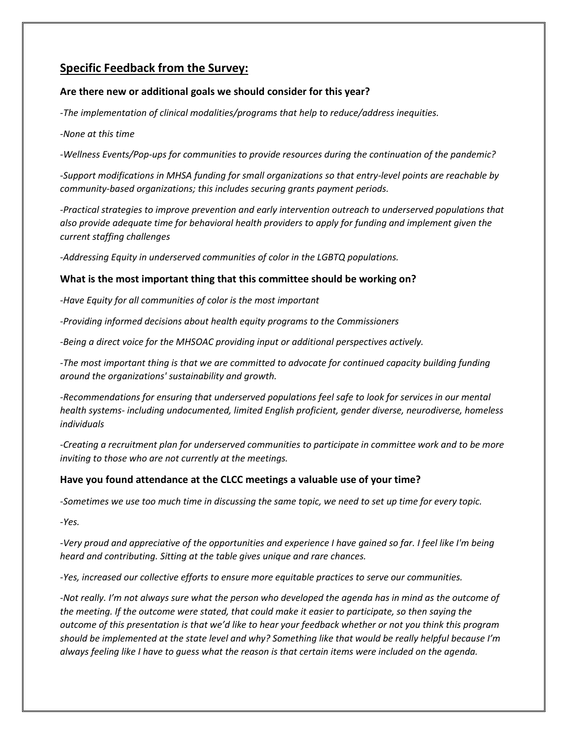## Specific Feedback from the Survey:

### Are there new or additional goals we should consider for this year?

*-The implementation of clinical modalities/programs that help to reduce/address inequities.*

*-None at this time*

*-Wellness Events/Pop-ups for communities to provide resources during the continuation of the pandemic?*

*-Support modifications in MHSA funding for small organizations so that entry-level points are reachable by community-based organizations; this includes securing grants payment periods.*

*-Practical strategies to improve prevention and early intervention outreach to underserved populations that also provide adequate time for behavioral health providers to apply for funding and implement given the current staffing challenges*

*-Addressing Equity in underserved communities of color in the LGBTQ populations.*

### What is the most important thing that this committee should be working on?

*-Have Equity for all communities of color is the most important*

*-Providing informed decisions about health equity programs to the Commissioners*

*-Being a direct voice for the MHSOAC providing input or additional perspectives actively.*

*-The most important thing is that we are committed to advocate for continued capacity building funding around the organizations' sustainability and growth.*

*-Recommendations for ensuring that underserved populations feel safe to look for services in our mental health systems- including undocumented, limited English proficient, gender diverse, neurodiverse, homeless individuals*

*-Creating a recruitment plan for underserved communities to participate in committee work and to be more inviting to those who are not currently at the meetings.*

### Have you found attendance at the CLCC meetings a valuable use of your time?

*-Sometimes we use too much time in discussing the same topic, we need to set up time for every topic.*

*-Yes.*

*-Very proud and appreciative of the opportunities and experience I have gained so far. I feel like I'm being heard and contributing. Sitting at the table gives unique and rare chances.*

*-Yes, increased our collective efforts to ensure more equitable practices to serve our communities.*

*-Not really. I'm not always sure what the person who developed the agenda has in mind as the outcome of the meeting. If the outcome were stated, that could make it easier to participate, so then saying the outcome of this presentation is that we'd like to hear your feedback whether or not you think this program should be implemented at the state level and why? Something like that would be really helpful because I'm always feeling like I have to guess what the reason is that certain items were included on the agenda.*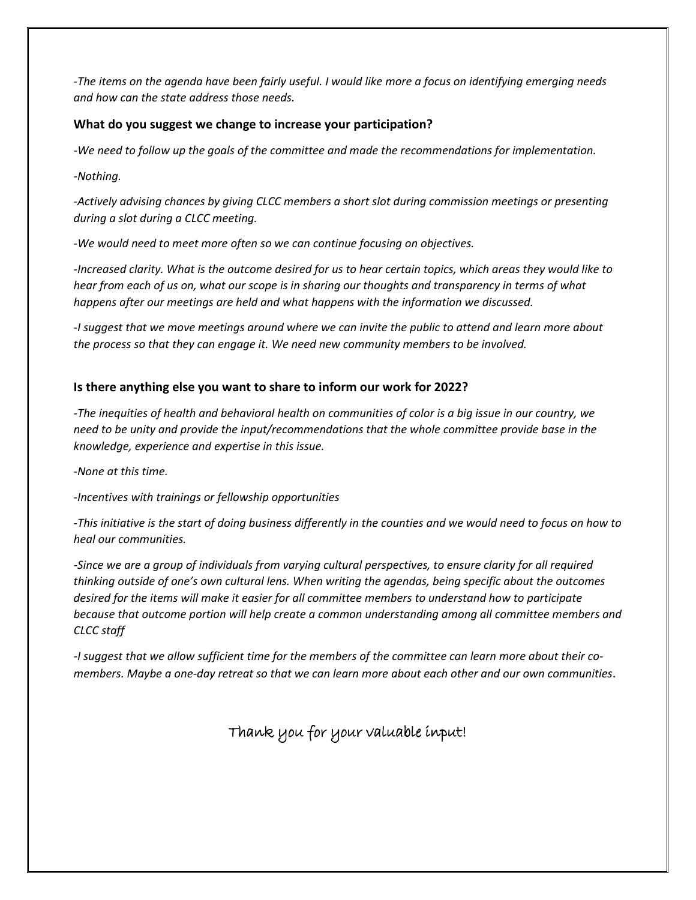*-The items on the agenda have been fairly useful. I would like more a focus on identifying emerging needs and how can the state address those needs.*

### What do you suggest we change to increase your participation?

*-We need to follow up the goals of the committee and made the recommendations for implementation.*

*-Nothing.*

*-Actively advising chances by giving CLCC members a short slot during commission meetings or presenting during a slot during a CLCC meeting.*

*-We would need to meet more often so we can continue focusing on objectives.*

*-Increased clarity. What is the outcome desired for us to hear certain topics, which areas they would like to hear from each of us on, what our scope is in sharing our thoughts and transparency in terms of what happens after our meetings are held and what happens with the information we discussed.*

*-I suggest that we move meetings around where we can invite the public to attend and learn more about the process so that they can engage it. We need new community members to be involved.*

### Is there anything else you want to share to inform our work for 2022?

*-The inequities of health and behavioral health on communities of color is a big issue in our country, we need to be unity and provide the input/recommendations that the whole committee provide base in the knowledge, experience and expertise in this issue.*

*-None at this time.*

*-Incentives with trainings or fellowship opportunities*

*-This initiative is the start of doing business differently in the counties and we would need to focus on how to heal our communities.*

*-Since we are a group of individuals from varying cultural perspectives, to ensure clarity for all required thinking outside of one's own cultural lens. When writing the agendas, being specific about the outcomes desired for the items will make it easier for all committee members to understand how to participate because that outcome portion will help create a common understanding among all committee members and CLCC staff*

*-I suggest that we allow sufficient time for the members of the committee can learn more about their co-members. Maybe a one-day retreat so that we can learn more about each other and our own communities*.

Thank you for your valuable input!